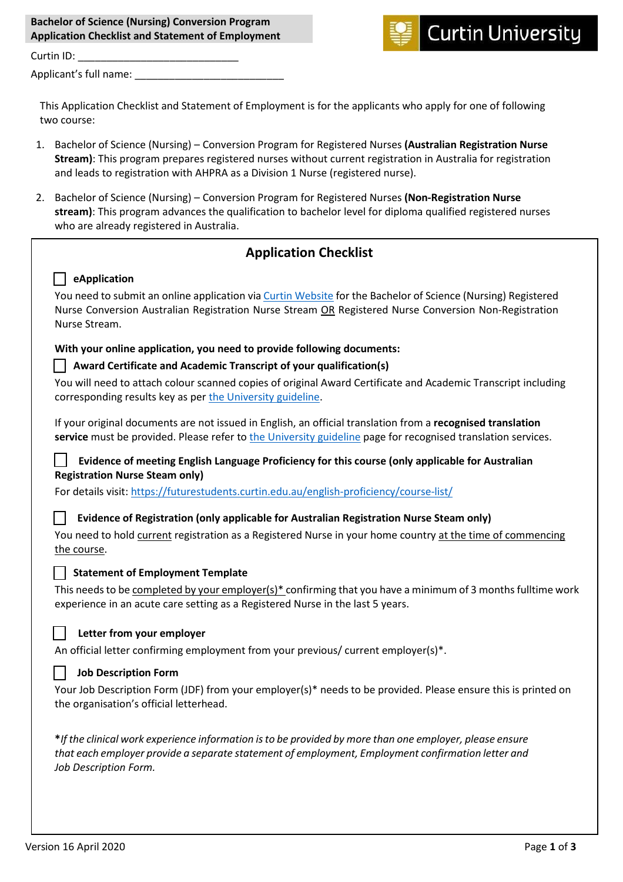**Bachelor of Science (Nursing) Conversion Program**
**Application Checklist and Statement of Employment**

Curtin University

Curtin ID: ____________________________

Applicant's full name: __________________________

This Application Checklist and Statement of Employment is for the applicants who apply for one of following two course:

1. Bachelor of Science (Nursing) – Conversion Program for Registered Nurses **(Australian Registration Nurse Stream)**: This program prepares registered nurses without current registration in Australia for registration and leads to registration with AHPRA as a Division 1 Nurse (registered nurse).
2. Bachelor of Science (Nursing) – Conversion Program for Registered Nurses **(Non-Registration Nurse stream)**: This program advances the qualification to bachelor level for diploma qualified registered nurses who are already registered in Australia.

## Application Checklist

☐ **eApplication**

You need to submit an online application via Curtin Website for the Bachelor of Science (Nursing) Registered Nurse Conversion Australian Registration Nurse Stream OR Registered Nurse Conversion Non-Registration Nurse Stream.

**With your online application, you need to provide following documents:**

☐ **Award Certificate and Academic Transcript of your qualification(s)**

You will need to attach colour scanned copies of original Award Certificate and Academic Transcript including corresponding results key as per the University guideline.

If your original documents are not issued in English, an official translation from a **recognised translation service** must be provided. Please refer to the University guideline page for recognised translation services.

☐ **Evidence of meeting English Language Proficiency for this course (only applicable for Australian Registration Nurse Steam only)**

For details visit: https://futurestudents.curtin.edu.au/english-proficiency/course-list/

☐ **Evidence of Registration (only applicable for Australian Registration Nurse Steam only)**

You need to hold current registration as a Registered Nurse in your home country at the time of commencing the course.

☐ **Statement of Employment Template**

This needs to be completed by your employer(s)* confirming that you have a minimum of 3 months fulltime work experience in an acute care setting as a Registered Nurse in the last 5 years.

☐ **Letter from your employer**

An official letter confirming employment from your previous/ current employer(s)*.

☐ **Job Description Form**

Your Job Description Form (JDF) from your employer(s)* needs to be provided. Please ensure this is printed on the organisation's official letterhead.

***If the clinical work experience information is to be provided by more than one employer, please ensure that each employer provide a separate statement of employment, Employment confirmation letter and Job Description Form.*

Version 16 April 2020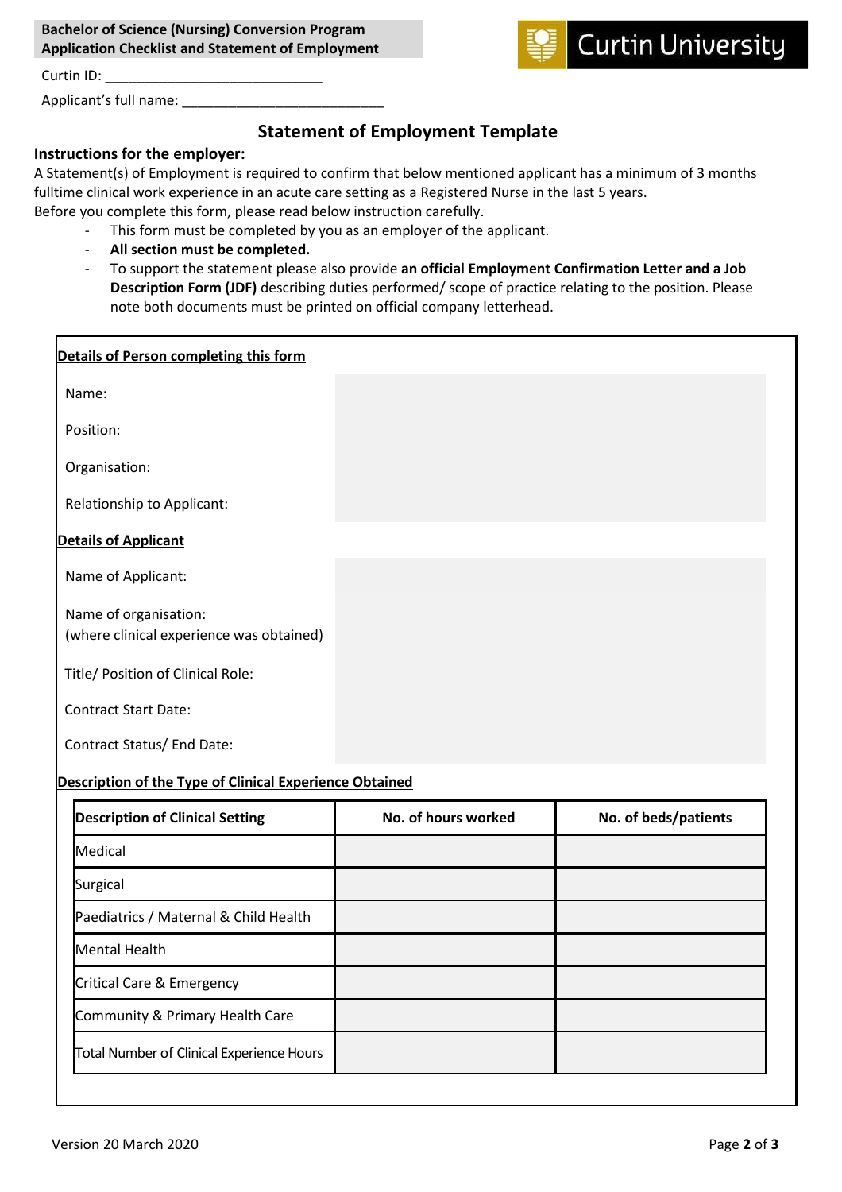**Bachelor of Science (Nursing) Conversion Program**
**Application Checklist and Statement of Employment**

Curtin University

Curtin ID: ____________________________

Applicant's full name: __________________________

## Statement of Employment Template

**Instructions for the employer:**

A Statement(s) of Employment is required to confirm that below mentioned applicant has a minimum of 3 months fulltime clinical work experience in an acute care setting as a Registered Nurse in the last 5 years.
Before you complete this form, please read below instruction carefully.

- This form must be completed by you as an employer of the applicant.
- **All section must be completed.**
- To support the statement please also provide **an official Employment Confirmation Letter and a Job Description Form (JDF)** describing duties performed/ scope of practice relating to the position. Please note both documents must be printed on official company letterhead.

**Details of Person completing this form**

Name:

Position:

Organisation:

Relationship to Applicant:

**Details of Applicant**

Name of Applicant:

Name of organisation:
(where clinical experience was obtained)

Title/ Position of Clinical Role:

Contract Start Date:

Contract Status/ End Date:

**Description of the Type of Clinical Experience Obtained**

| Description of Clinical Setting | No. of hours worked | No. of beds/patients |
| --- | --- | --- |
| Medical | | |
| Surgical | | |
| Paediatrics / Maternal & Child Health | | |
| Mental Health | | |
| Critical Care & Emergency | | |
| Community & Primary Health Care | | |
| Total Number of Clinical Experience Hours | | |

Version 20 March 2020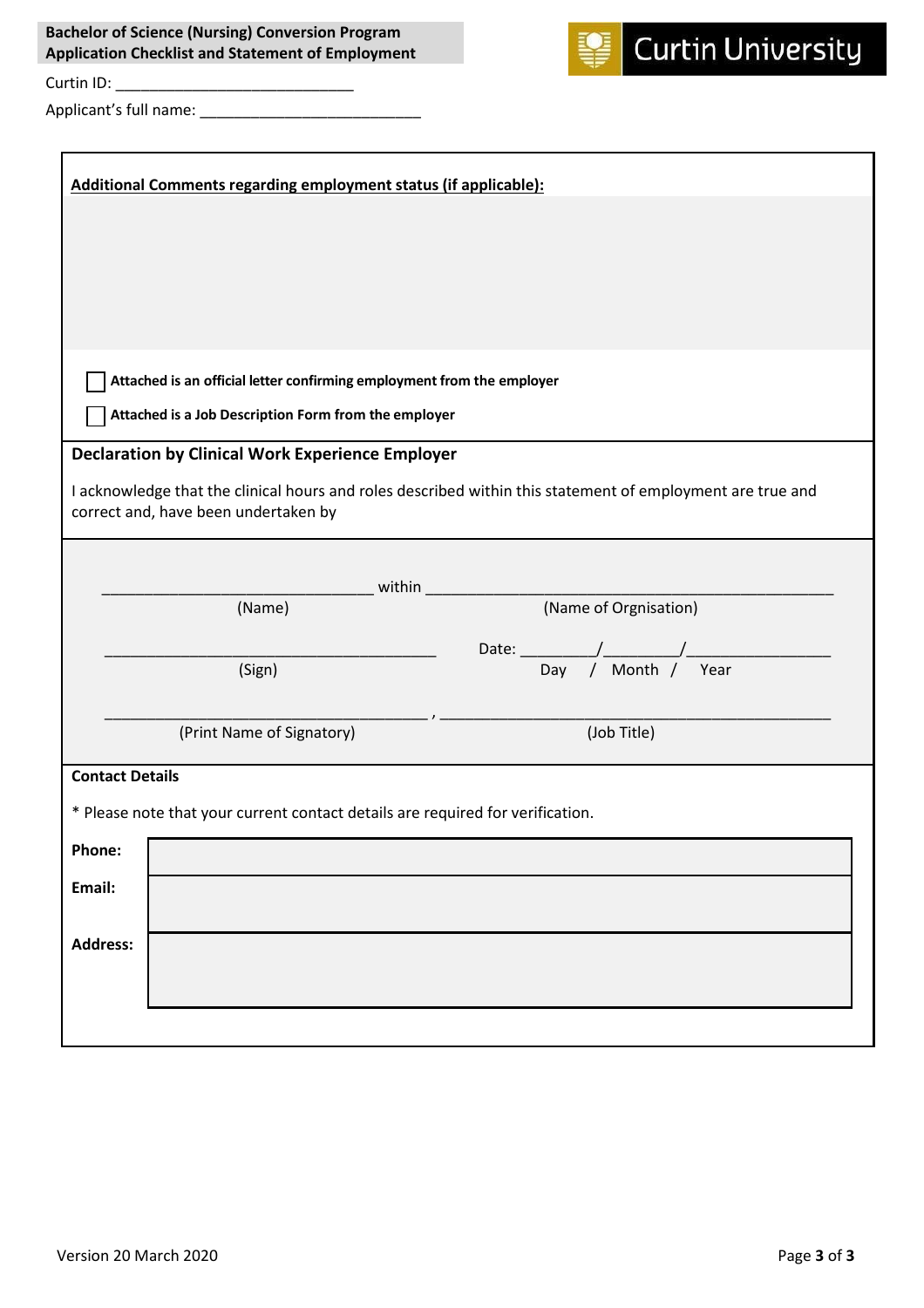**Bachelor of Science (Nursing) Conversion Program**
**Application Checklist and Statement of Employment**

Curtin University

Curtin ID: ____________________________

Applicant's full name: __________________________

**Additional Comments regarding employment status (if applicable):**

☐ **Attached is an official letter confirming employment from the employer**

☐ **Attached is a Job Description Form from the employer**

### Declaration by Clinical Work Experience Employer

I acknowledge that the clinical hours and roles described within this statement of employment are true and correct and, have been undertaken by

________________________________ within ________________________________________________
(Name) (Name of Orgnisation)

________________________________________ Date: _________/_________/_________________
(Sign) Day / Month / Year

______________________________________ , ______________________________________________
(Print Name of Signatory) (Job Title)

### Contact Details

\* Please note that your current contact details are required for verification.

| | |
|---|---|
| **Phone:** | |
| **Email:** | |
| **Address:** | |

Version 20 March 2020